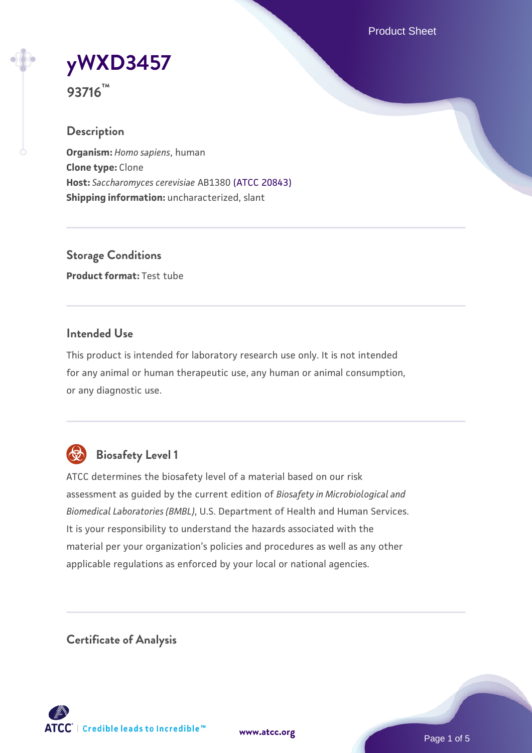# yWXD3457

**93716™**

## Description

**Organism:** *Homo sapiens*, human
**Clone type:** Clone
**Host:** *Saccharomyces cerevisiae* AB1380 (ATCC 20843)
**Shipping information:** uncharacterized, slant

## Storage Conditions

**Product format:** Test tube

## Intended Use

This product is intended for laboratory research use only. It is not intended for any animal or human therapeutic use, any human or animal consumption, or any diagnostic use.

## Biosafety Level 1

ATCC determines the biosafety level of a material based on our risk assessment as guided by the current edition of *Biosafety in Microbiological and Biomedical Laboratories (BMBL)*, U.S. Department of Health and Human Services. It is your responsibility to understand the hazards associated with the material per your organization's policies and procedures as well as any other applicable regulations as enforced by your local or national agencies.

## Certificate of Analysis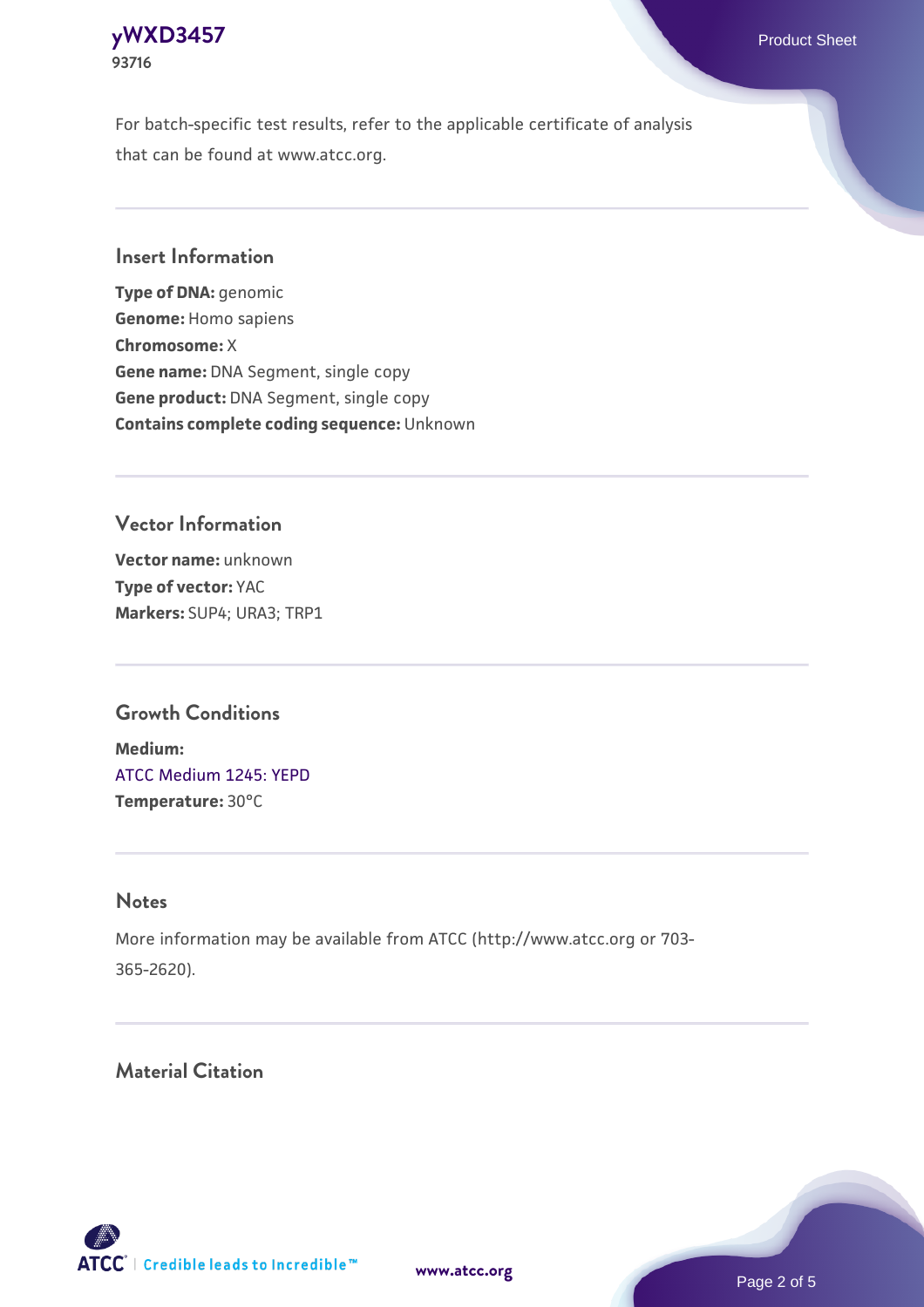For batch-specific test results, refer to the applicable certificate of analysis that can be found at www.atcc.org.

## Insert Information

**Type of DNA:** genomic
**Genome:** Homo sapiens
**Chromosome:** X
**Gene name:** DNA Segment, single copy
**Gene product:** DNA Segment, single copy
**Contains complete coding sequence:** Unknown

## Vector Information

**Vector name:** unknown
**Type of vector:** YAC
**Markers:** SUP4; URA3; TRP1

## Growth Conditions

**Medium:**
ATCC Medium 1245: YEPD
**Temperature:** 30°C

## Notes

More information may be available from ATCC (http://www.atcc.org or 703-365-2620).

## Material Citation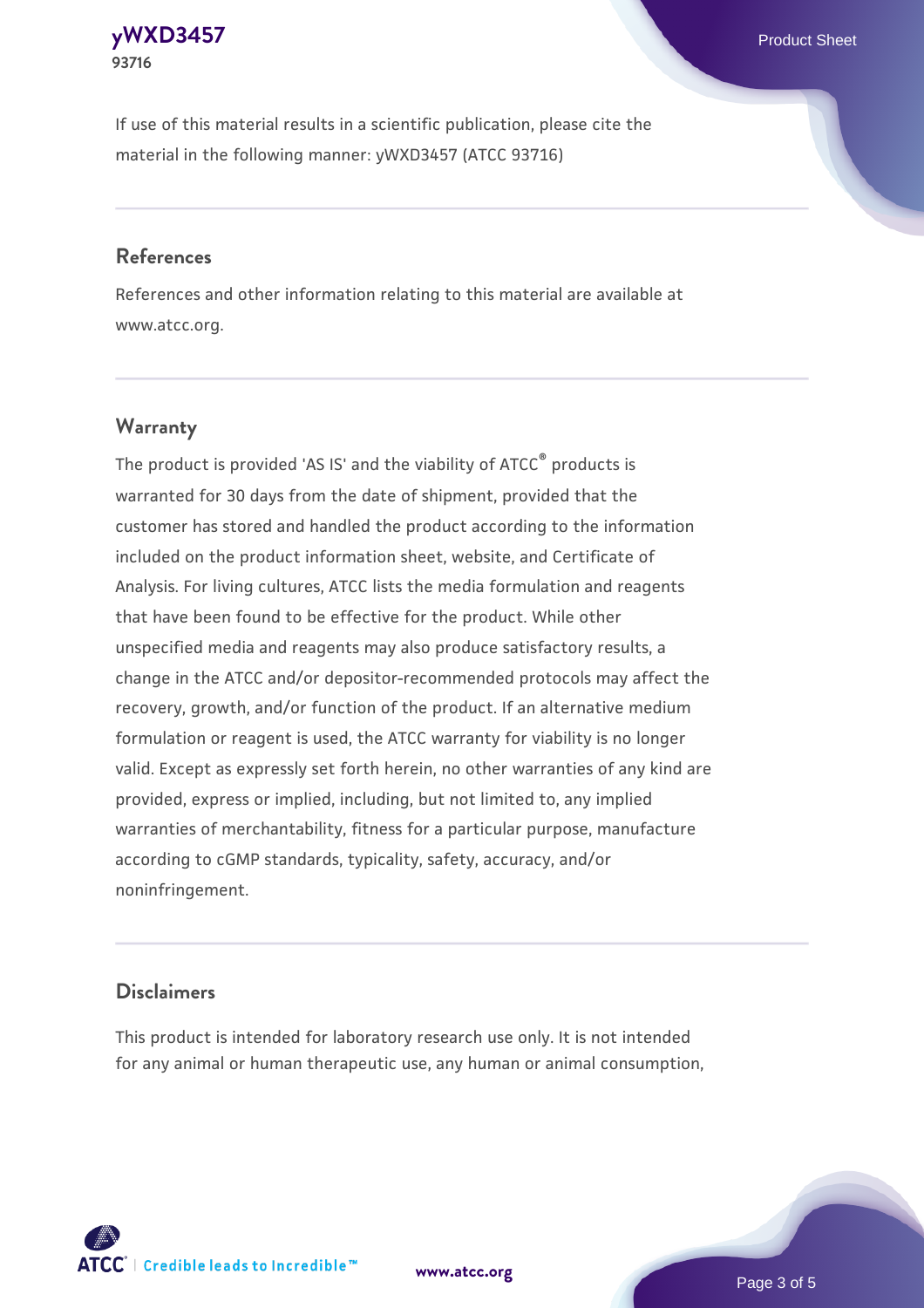If use of this material results in a scientific publication, please cite the material in the following manner: yWXD3457 (ATCC 93716)

## References

References and other information relating to this material are available at www.atcc.org.

## Warranty

The product is provided 'AS IS' and the viability of ATCC® products is warranted for 30 days from the date of shipment, provided that the customer has stored and handled the product according to the information included on the product information sheet, website, and Certificate of Analysis. For living cultures, ATCC lists the media formulation and reagents that have been found to be effective for the product. While other unspecified media and reagents may also produce satisfactory results, a change in the ATCC and/or depositor-recommended protocols may affect the recovery, growth, and/or function of the product. If an alternative medium formulation or reagent is used, the ATCC warranty for viability is no longer valid. Except as expressly set forth herein, no other warranties of any kind are provided, express or implied, including, but not limited to, any implied warranties of merchantability, fitness for a particular purpose, manufacture according to cGMP standards, typicality, safety, accuracy, and/or noninfringement.

## Disclaimers

This product is intended for laboratory research use only. It is not intended for any animal or human therapeutic use, any human or animal consumption,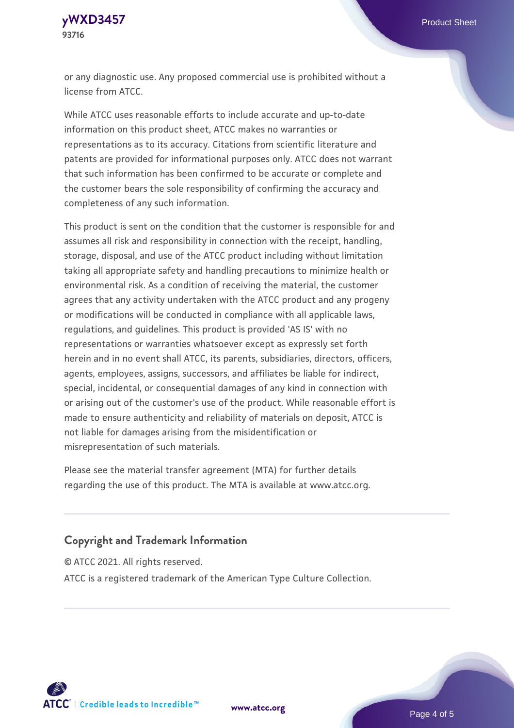or any diagnostic use. Any proposed commercial use is prohibited without a license from ATCC.

While ATCC uses reasonable efforts to include accurate and up-to-date information on this product sheet, ATCC makes no warranties or representations as to its accuracy. Citations from scientific literature and patents are provided for informational purposes only. ATCC does not warrant that such information has been confirmed to be accurate or complete and the customer bears the sole responsibility of confirming the accuracy and completeness of any such information.

This product is sent on the condition that the customer is responsible for and assumes all risk and responsibility in connection with the receipt, handling, storage, disposal, and use of the ATCC product including without limitation taking all appropriate safety and handling precautions to minimize health or environmental risk. As a condition of receiving the material, the customer agrees that any activity undertaken with the ATCC product and any progeny or modifications will be conducted in compliance with all applicable laws, regulations, and guidelines. This product is provided 'AS IS' with no representations or warranties whatsoever except as expressly set forth herein and in no event shall ATCC, its parents, subsidiaries, directors, officers, agents, employees, assigns, successors, and affiliates be liable for indirect, special, incidental, or consequential damages of any kind in connection with or arising out of the customer's use of the product. While reasonable effort is made to ensure authenticity and reliability of materials on deposit, ATCC is not liable for damages arising from the misidentification or misrepresentation of such materials.

Please see the material transfer agreement (MTA) for further details regarding the use of this product. The MTA is available at www.atcc.org.

## Copyright and Trademark Information

© ATCC 2021. All rights reserved.

ATCC is a registered trademark of the American Type Culture Collection.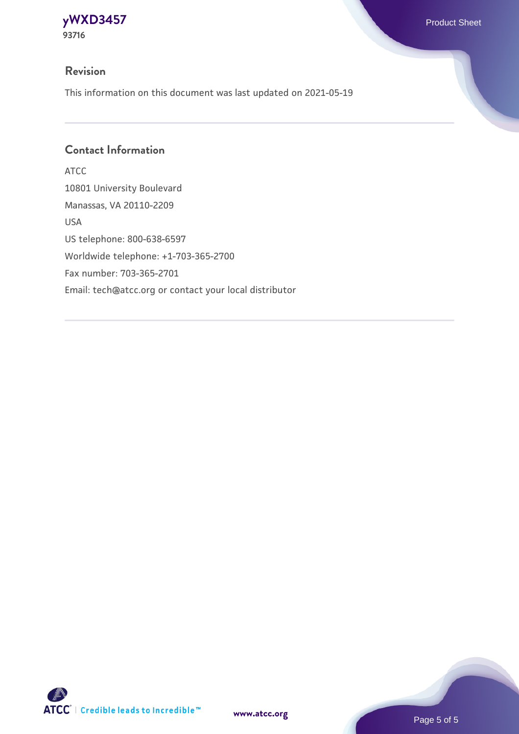## Revision

This information on this document was last updated on 2021-05-19

## Contact Information

ATCC
10801 University Boulevard
Manassas, VA 20110-2209
USA
US telephone: 800-638-6597
Worldwide telephone: +1-703-365-2700
Fax number: 703-365-2701
Email: tech@atcc.org or contact your local distributor